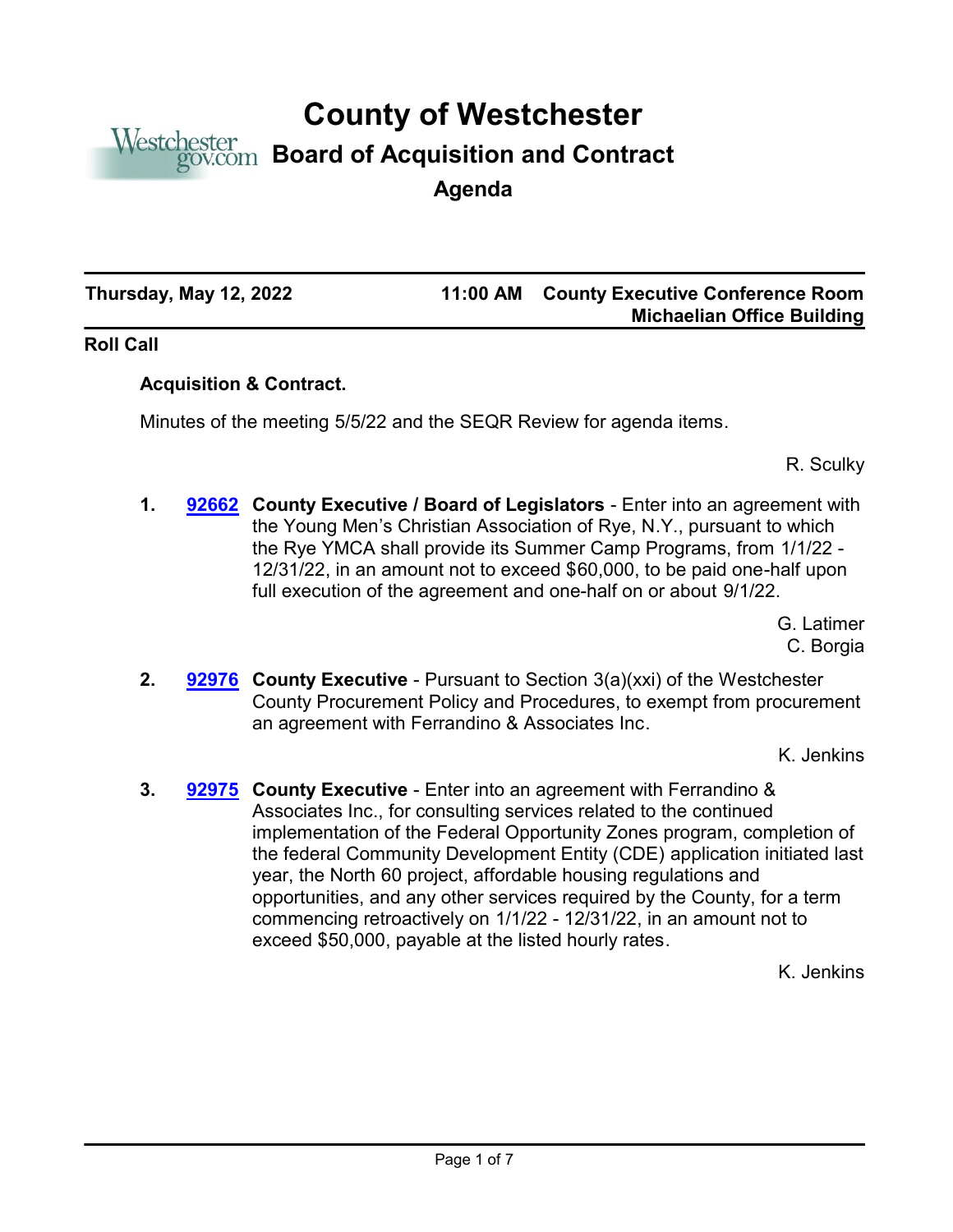# County of Westchester

## Board of Acquisition and Contract

### Agenda

**Thursday, May 12, 2022** | **11:00 AM** | **County Executive Conference Room, Michaelian Office Building**

**Roll Call**

**Acquisition & Contract.**

Minutes of the meeting 5/5/22 and the SEQR Review for agenda items.

R. Sculky

1. **92662** **County Executive / Board of Legislators** - Enter into an agreement with the Young Men's Christian Association of Rye, N.Y., pursuant to which the Rye YMCA shall provide its Summer Camp Programs, from 1/1/22 - 12/31/22, in an amount not to exceed $60,000, to be paid one-half upon full execution of the agreement and one-half on or about 9/1/22.

   G. Latimer
   C. Borgia

2. **92976** **County Executive** - Pursuant to Section 3(a)(xxi) of the Westchester County Procurement Policy and Procedures, to exempt from procurement an agreement with Ferrandino & Associates Inc.

   K. Jenkins

3. **92975** **County Executive** - Enter into an agreement with Ferrandino & Associates Inc., for consulting services related to the continued implementation of the Federal Opportunity Zones program, completion of the federal Community Development Entity (CDE) application initiated last year, the North 60 project, affordable housing regulations and opportunities, and any other services required by the County, for a term commencing retroactively on 1/1/22 - 12/31/22, in an amount not to exceed $50,000, payable at the listed hourly rates.

   K. Jenkins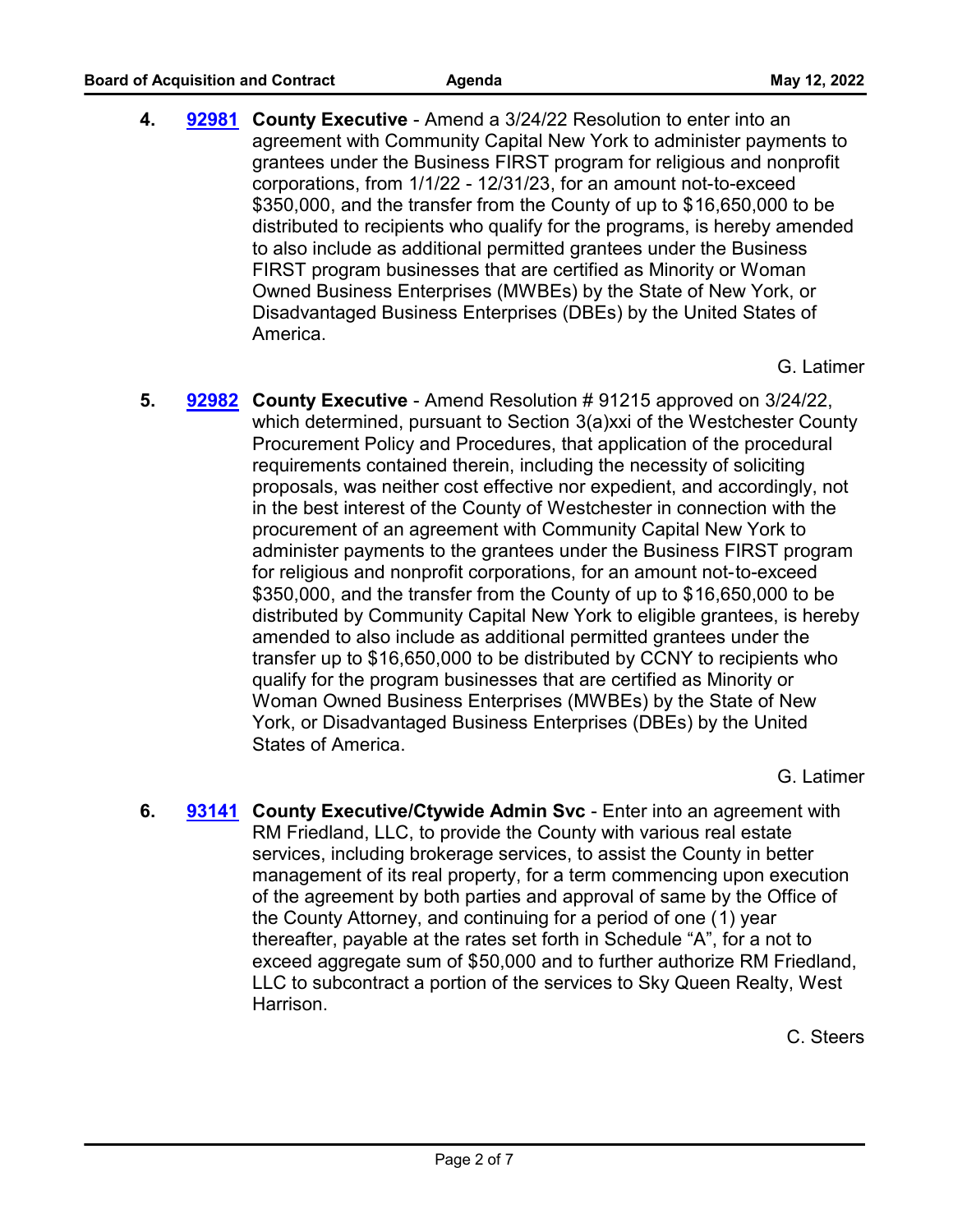4. **92981** **County Executive** - Amend a 3/24/22 Resolution to enter into an agreement with Community Capital New York to administer payments to grantees under the Business FIRST program for religious and nonprofit corporations, from 1/1/22 - 12/31/23, for an amount not-to-exceed $350,000, and the transfer from the County of up to $16,650,000 to be distributed to recipients who qualify for the programs, is hereby amended to also include as additional permitted grantees under the Business FIRST program businesses that are certified as Minority or Woman Owned Business Enterprises (MWBEs) by the State of New York, or Disadvantaged Business Enterprises (DBEs) by the United States of America.

   G. Latimer

5. **92982** **County Executive** - Amend Resolution # 91215 approved on 3/24/22, which determined, pursuant to Section 3(a)xxi of the Westchester County Procurement Policy and Procedures, that application of the procedural requirements contained therein, including the necessity of soliciting proposals, was neither cost effective nor expedient, and accordingly, not in the best interest of the County of Westchester in connection with the procurement of an agreement with Community Capital New York to administer payments to the grantees under the Business FIRST program for religious and nonprofit corporations, for an amount not-to-exceed $350,000, and the transfer from the County of up to $16,650,000 to be distributed by Community Capital New York to eligible grantees, is hereby amended to also include as additional permitted grantees under the transfer up to $16,650,000 to be distributed by CCNY to recipients who qualify for the program businesses that are certified as Minority or Woman Owned Business Enterprises (MWBEs) by the State of New York, or Disadvantaged Business Enterprises (DBEs) by the United States of America.

   G. Latimer

6. **93141** **County Executive/Ctywide Admin Svc** - Enter into an agreement with RM Friedland, LLC, to provide the County with various real estate services, including brokerage services, to assist the County in better management of its real property, for a term commencing upon execution of the agreement by both parties and approval of same by the Office of the County Attorney, and continuing for a period of one (1) year thereafter, payable at the rates set forth in Schedule "A", for a not to exceed aggregate sum of $50,000 and to further authorize RM Friedland, LLC to subcontract a portion of the services to Sky Queen Realty, West Harrison.

   C. Steers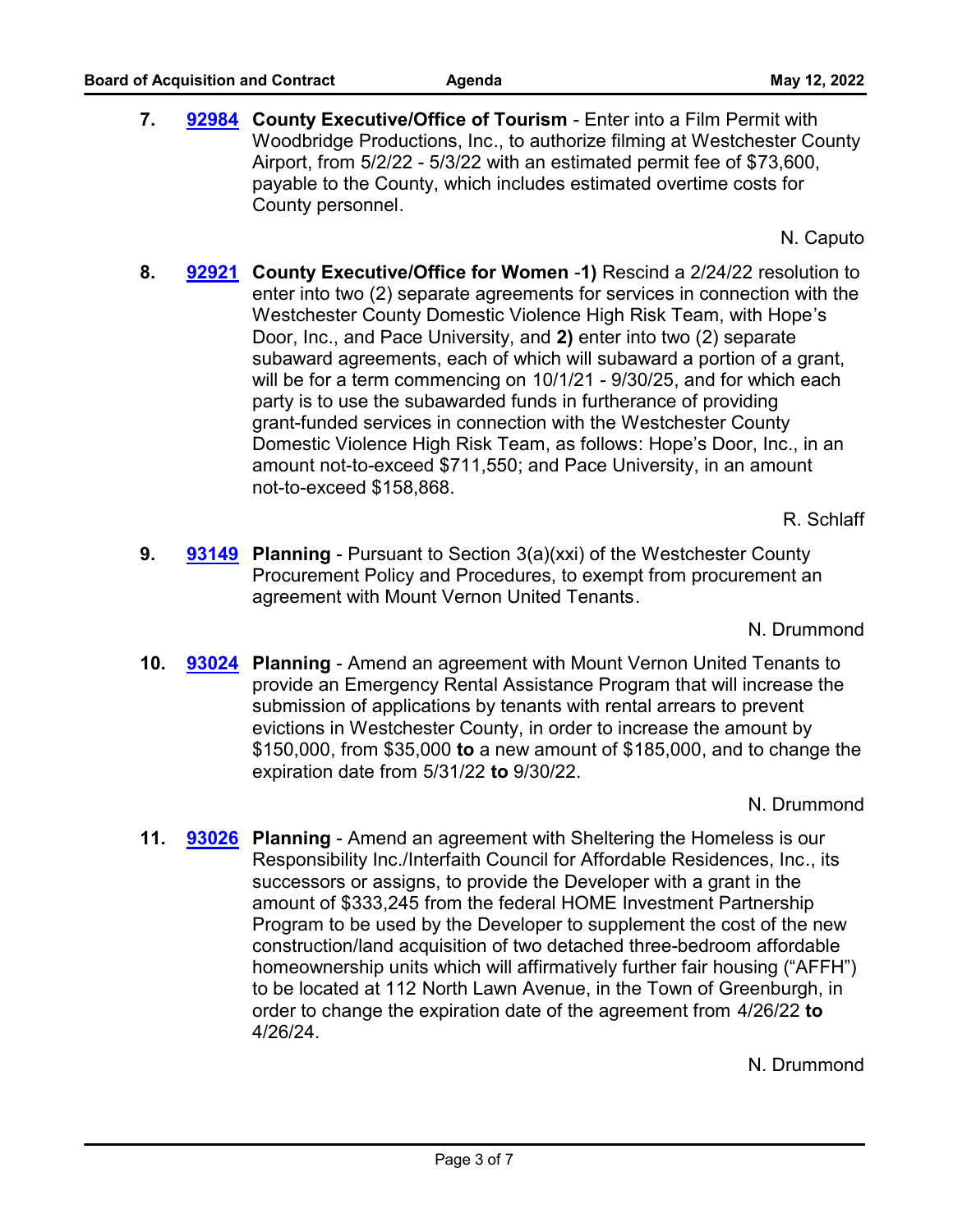7. **92984** **County Executive/Office of Tourism** - Enter into a Film Permit with Woodbridge Productions, Inc., to authorize filming at Westchester County Airport, from 5/2/22 - 5/3/22 with an estimated permit fee of $73,600, payable to the County, which includes estimated overtime costs for County personnel.

   N. Caputo

8. **92921** **County Executive/Office for Women** -**1)** Rescind a 2/24/22 resolution to enter into two (2) separate agreements for services in connection with the Westchester County Domestic Violence High Risk Team, with Hope's Door, Inc., and Pace University, and **2)** enter into two (2) separate subaward agreements, each of which will subaward a portion of a grant, will be for a term commencing on 10/1/21 - 9/30/25, and for which each party is to use the subawarded funds in furtherance of providing grant-funded services in connection with the Westchester County Domestic Violence High Risk Team, as follows: Hope's Door, Inc., in an amount not-to-exceed $711,550; and Pace University, in an amount not-to-exceed $158,868.

   R. Schlaff

9. **93149** **Planning** - Pursuant to Section 3(a)(xxi) of the Westchester County Procurement Policy and Procedures, to exempt from procurement an agreement with Mount Vernon United Tenants.

   N. Drummond

10. **93024** **Planning** - Amend an agreement with Mount Vernon United Tenants to provide an Emergency Rental Assistance Program that will increase the submission of applications by tenants with rental arrears to prevent evictions in Westchester County, in order to increase the amount by $150,000, from $35,000 **to** a new amount of $185,000, and to change the expiration date from 5/31/22 **to** 9/30/22.

    N. Drummond

11. **93026** **Planning** - Amend an agreement with Sheltering the Homeless is our Responsibility Inc./Interfaith Council for Affordable Residences, Inc., its successors or assigns, to provide the Developer with a grant in the amount of $333,245 from the federal HOME Investment Partnership Program to be used by the Developer to supplement the cost of the new construction/land acquisition of two detached three-bedroom affordable homeownership units which will affirmatively further fair housing ("AFFH") to be located at 112 North Lawn Avenue, in the Town of Greenburgh, in order to change the expiration date of the agreement from 4/26/22 **to** 4/26/24.

    N. Drummond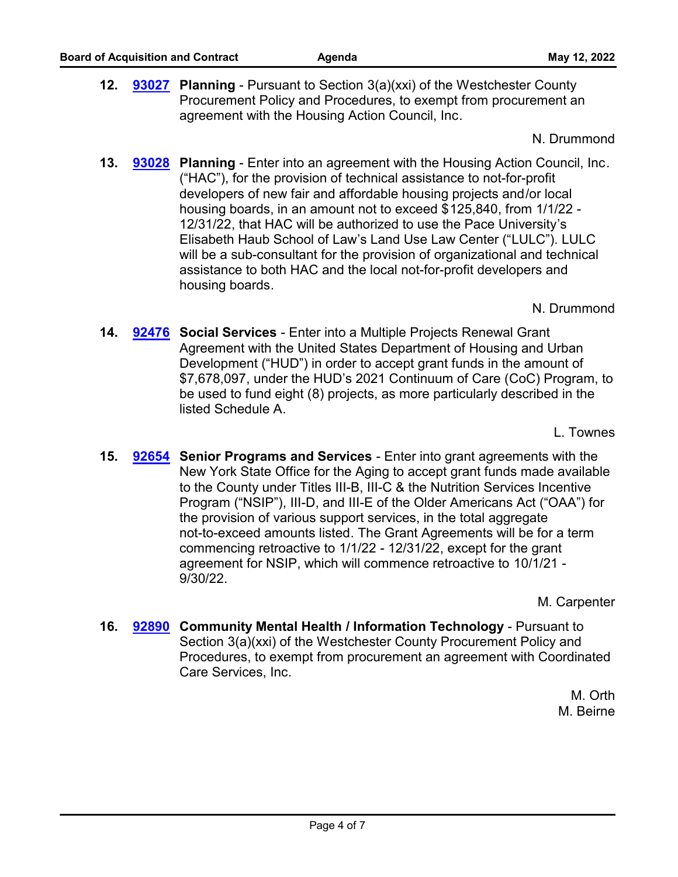12. **93027** **Planning** - Pursuant to Section 3(a)(xxi) of the Westchester County Procurement Policy and Procedures, to exempt from procurement an agreement with the Housing Action Council, Inc.

N. Drummond

13. **93028** **Planning** - Enter into an agreement with the Housing Action Council, Inc. ("HAC"), for the provision of technical assistance to not-for-profit developers of new fair and affordable housing projects and/or local housing boards, in an amount not to exceed $125,840, from 1/1/22 - 12/31/22, that HAC will be authorized to use the Pace University's Elisabeth Haub School of Law's Land Use Law Center ("LULC"). LULC will be a sub-consultant for the provision of organizational and technical assistance to both HAC and the local not-for-profit developers and housing boards.

N. Drummond

14. **92476** **Social Services** - Enter into a Multiple Projects Renewal Grant Agreement with the United States Department of Housing and Urban Development ("HUD") in order to accept grant funds in the amount of $7,678,097, under the HUD's 2021 Continuum of Care (CoC) Program, to be used to fund eight (8) projects, as more particularly described in the listed Schedule A.

L. Townes

15. **92654** **Senior Programs and Services** - Enter into grant agreements with the New York State Office for the Aging to accept grant funds made available to the County under Titles III-B, III-C & the Nutrition Services Incentive Program ("NSIP"), III-D, and III-E of the Older Americans Act ("OAA") for the provision of various support services, in the total aggregate not-to-exceed amounts listed. The Grant Agreements will be for a term commencing retroactive to 1/1/22 - 12/31/22, except for the grant agreement for NSIP, which will commence retroactive to 10/1/21 - 9/30/22.

M. Carpenter

16. **92890** **Community Mental Health / Information Technology** - Pursuant to Section 3(a)(xxi) of the Westchester County Procurement Policy and Procedures, to exempt from procurement an agreement with Coordinated Care Services, Inc.

M. Orth
M. Beirne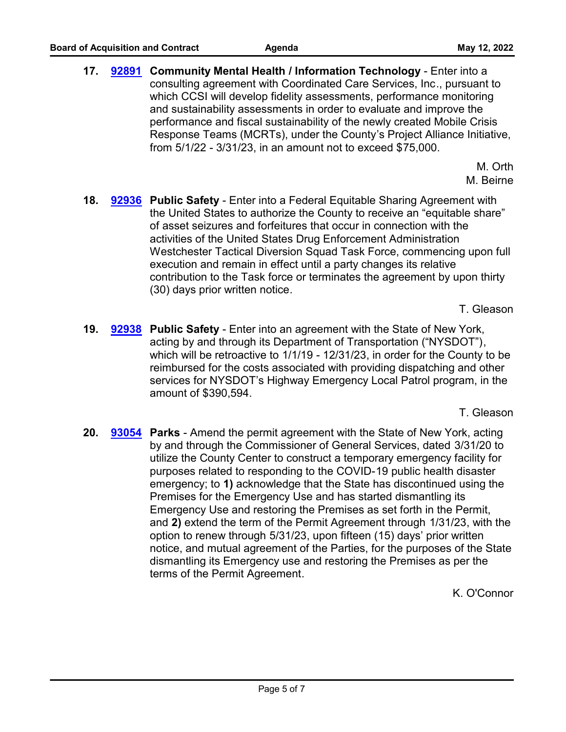**17.** **92891** **Community Mental Health / Information Technology** - Enter into a consulting agreement with Coordinated Care Services, Inc., pursuant to which CCSI will develop fidelity assessments, performance monitoring and sustainability assessments in order to evaluate and improve the performance and fiscal sustainability of the newly created Mobile Crisis Response Teams (MCRTs), under the County's Project Alliance Initiative, from 5/1/22 - 3/31/23, in an amount not to exceed $75,000.

M. Orth
M. Beirne

**18.** **92936** **Public Safety** - Enter into a Federal Equitable Sharing Agreement with the United States to authorize the County to receive an "equitable share" of asset seizures and forfeitures that occur in connection with the activities of the United States Drug Enforcement Administration Westchester Tactical Diversion Squad Task Force, commencing upon full execution and remain in effect until a party changes its relative contribution to the Task force or terminates the agreement by upon thirty (30) days prior written notice.

T. Gleason

**19.** **92938** **Public Safety** - Enter into an agreement with the State of New York, acting by and through its Department of Transportation ("NYSDOT"), which will be retroactive to 1/1/19 - 12/31/23, in order for the County to be reimbursed for the costs associated with providing dispatching and other services for NYSDOT's Highway Emergency Local Patrol program, in the amount of $390,594.

T. Gleason

**20.** **93054** **Parks** - Amend the permit agreement with the State of New York, acting by and through the Commissioner of General Services, dated 3/31/20 to utilize the County Center to construct a temporary emergency facility for purposes related to responding to the COVID-19 public health disaster emergency; to **1)** acknowledge that the State has discontinued using the Premises for the Emergency Use and has started dismantling its Emergency Use and restoring the Premises as set forth in the Permit, and **2)** extend the term of the Permit Agreement through 1/31/23, with the option to renew through 5/31/23, upon fifteen (15) days' prior written notice, and mutual agreement of the Parties, for the purposes of the State dismantling its Emergency use and restoring the Premises as per the terms of the Permit Agreement.

K. O'Connor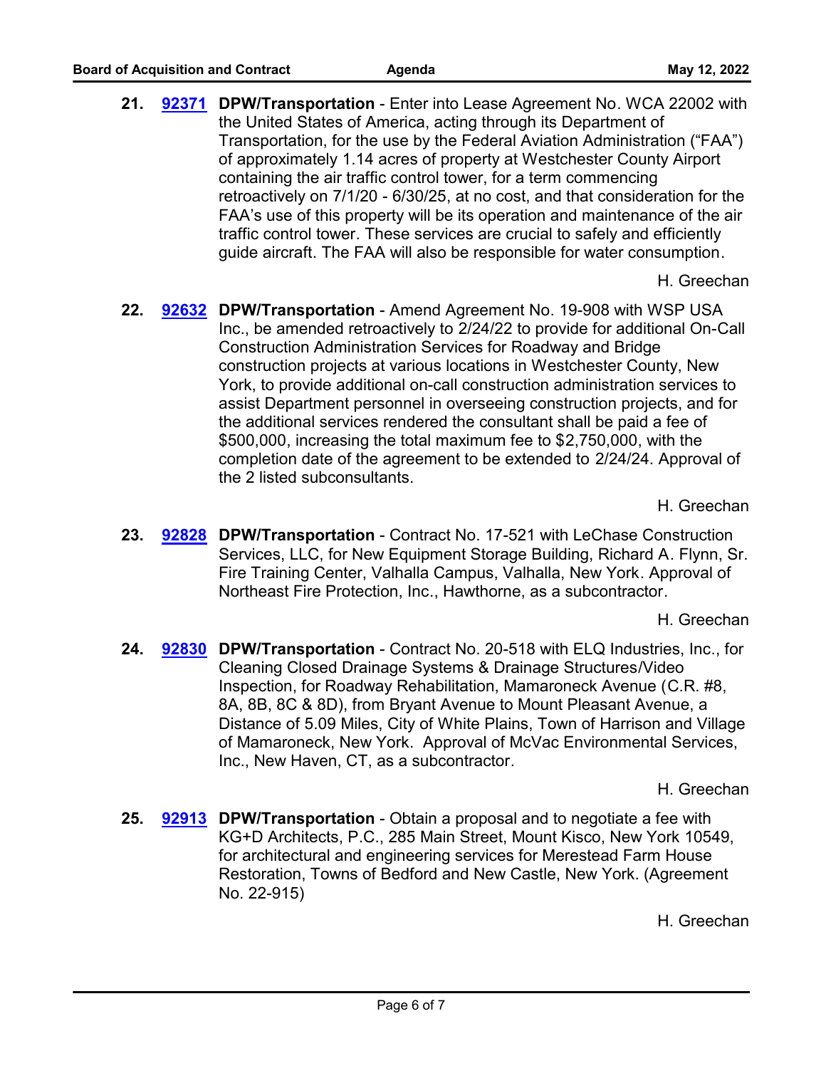21. **92371** **DPW/Transportation** - Enter into Lease Agreement No. WCA 22002 with the United States of America, acting through its Department of Transportation, for the use by the Federal Aviation Administration ("FAA") of approximately 1.14 acres of property at Westchester County Airport containing the air traffic control tower, for a term commencing retroactively on 7/1/20 - 6/30/25, at no cost, and that consideration for the FAA's use of this property will be its operation and maintenance of the air traffic control tower. These services are crucial to safely and efficiently guide aircraft. The FAA will also be responsible for water consumption.

    H. Greechan

22. **92632** **DPW/Transportation** - Amend Agreement No. 19-908 with WSP USA Inc., be amended retroactively to 2/24/22 to provide for additional On-Call Construction Administration Services for Roadway and Bridge construction projects at various locations in Westchester County, New York, to provide additional on-call construction administration services to assist Department personnel in overseeing construction projects, and for the additional services rendered the consultant shall be paid a fee of $500,000, increasing the total maximum fee to $2,750,000, with the completion date of the agreement to be extended to 2/24/24. Approval of the 2 listed subconsultants.

    H. Greechan

23. **92828** **DPW/Transportation** - Contract No. 17-521 with LeChase Construction Services, LLC, for New Equipment Storage Building, Richard A. Flynn, Sr. Fire Training Center, Valhalla Campus, Valhalla, New York. Approval of Northeast Fire Protection, Inc., Hawthorne, as a subcontractor.

    H. Greechan

24. **92830** **DPW/Transportation** - Contract No. 20-518 with ELQ Industries, Inc., for Cleaning Closed Drainage Systems & Drainage Structures/Video Inspection, for Roadway Rehabilitation, Mamaroneck Avenue (C.R. #8, 8A, 8B, 8C & 8D), from Bryant Avenue to Mount Pleasant Avenue, a Distance of 5.09 Miles, City of White Plains, Town of Harrison and Village of Mamaroneck, New York. Approval of McVac Environmental Services, Inc., New Haven, CT, as a subcontractor.

    H. Greechan

25. **92913** **DPW/Transportation** - Obtain a proposal and to negotiate a fee with KG+D Architects, P.C., 285 Main Street, Mount Kisco, New York 10549, for architectural and engineering services for Merestead Farm House Restoration, Towns of Bedford and New Castle, New York. (Agreement No. 22-915)

    H. Greechan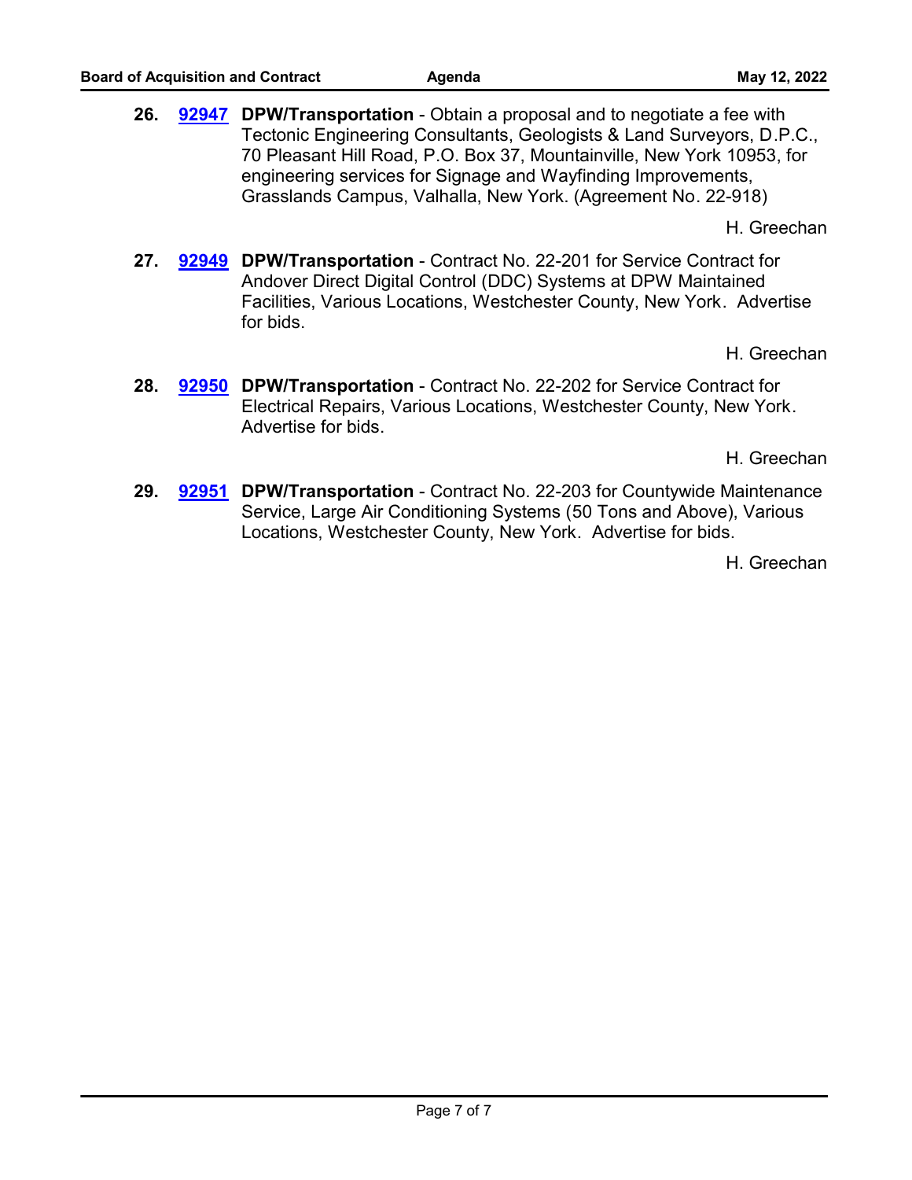26. **92947** **DPW/Transportation** - Obtain a proposal and to negotiate a fee with Tectonic Engineering Consultants, Geologists & Land Surveyors, D.P.C., 70 Pleasant Hill Road, P.O. Box 37, Mountainville, New York 10953, for engineering services for Signage and Wayfinding Improvements, Grasslands Campus, Valhalla, New York. (Agreement No. 22-918)

    H. Greechan

27. **92949** **DPW/Transportation** - Contract No. 22-201 for Service Contract for Andover Direct Digital Control (DDC) Systems at DPW Maintained Facilities, Various Locations, Westchester County, New York. Advertise for bids.

    H. Greechan

28. **92950** **DPW/Transportation** - Contract No. 22-202 for Service Contract for Electrical Repairs, Various Locations, Westchester County, New York. Advertise for bids.

    H. Greechan

29. **92951** **DPW/Transportation** - Contract No. 22-203 for Countywide Maintenance Service, Large Air Conditioning Systems (50 Tons and Above), Various Locations, Westchester County, New York. Advertise for bids.

    H. Greechan